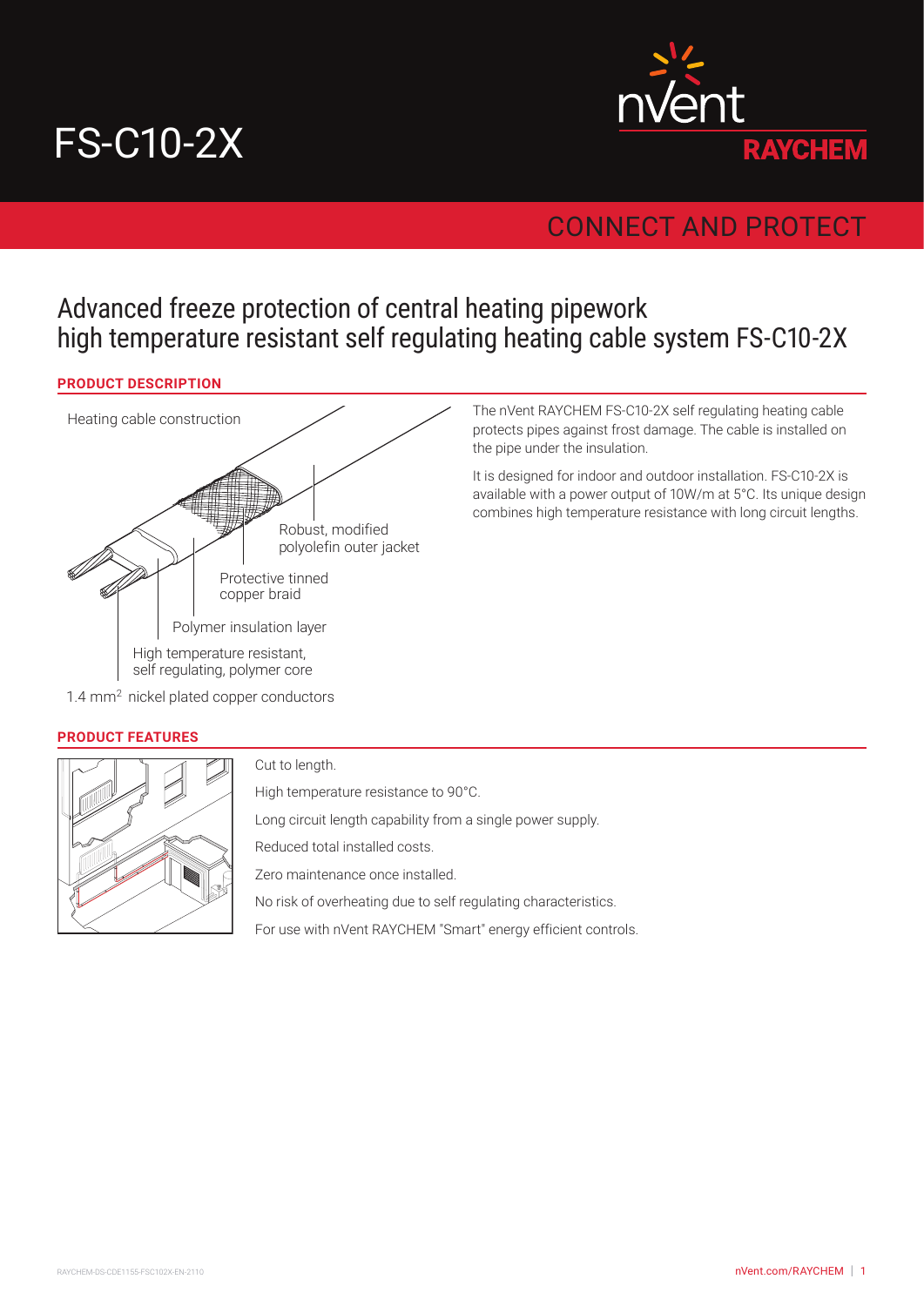# FS-C10-2X

nVent RAYCHEM

CONNECT AND PROTECT

## Advanced freeze protection of central heating pipework high temperature resistant self regulating heating cable system FS-C10-2X

### PRODUCT DESCRIPTION

Heating cable construction

- Robust, modified polyolefin outer jacket
- Protective tinned copper braid
- Polymer insulation layer
- High temperature resistant, self regulating, polymer core
- 1.4 $mm^2$ nickel plated copper conductors

The nVent RAYCHEM FS-C10-2X self regulating heating cable protects pipes against frost damage. The cable is installed on the pipe under the insulation.

It is designed for indoor and outdoor installation. FS-C10-2X is available with a power output of 10W/m at 5°C. Its unique design combines high temperature resistance with long circuit lengths.

### PRODUCT FEATURES

Cut to length.

High temperature resistance to 90°C.

Long circuit length capability from a single power supply.

Reduced total installed costs.

Zero maintenance once installed.

No risk of overheating due to self regulating characteristics.

For use with nVent RAYCHEM "Smart" energy efficient controls.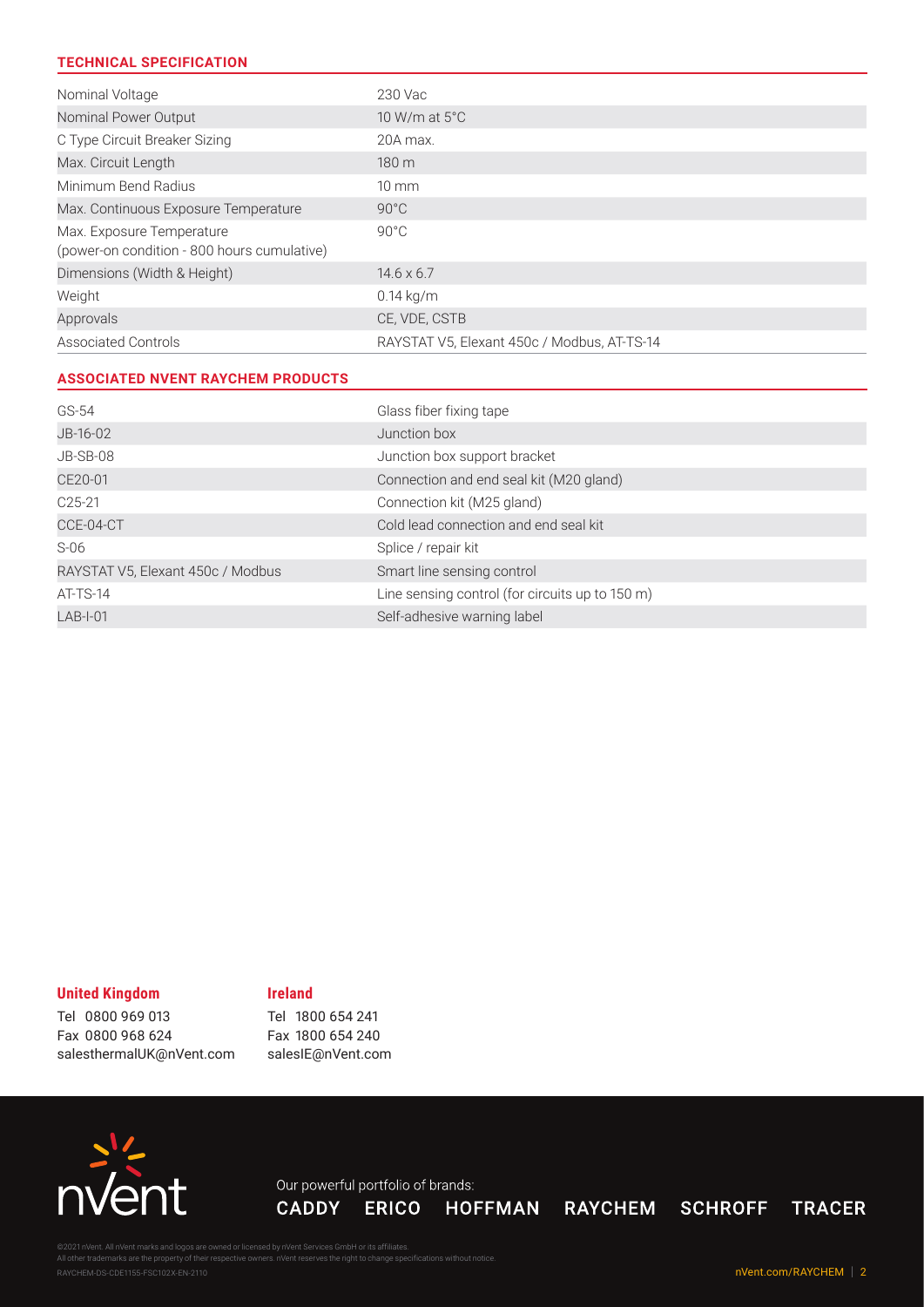## TECHNICAL SPECIFICATION

| | |
|---|---|
| Nominal Voltage | 230 Vac |
| Nominal Power Output | 10 W/m at 5°C |
| C Type Circuit Breaker Sizing | 20A max. |
| Max. Circuit Length | 180 m |
| Minimum Bend Radius | 10 mm |
| Max. Continuous Exposure Temperature | 90°C |
| Max. Exposure Temperature (power-on condition - 800 hours cumulative) | 90°C |
| Dimensions (Width & Height) | 14.6 x 6.7 |
| Weight | 0.14 kg/m |
| Approvals | CE, VDE, CSTB |
| Associated Controls | RAYSTAT V5, Elexant 450c / Modbus, AT-TS-14 |

## ASSOCIATED NVENT RAYCHEM PRODUCTS

| | |
|---|---|
| GS-54 | Glass fiber fixing tape |
| JB-16-02 | Junction box |
| JB-SB-08 | Junction box support bracket |
| CE20-01 | Connection and end seal kit (M20 gland) |
| C25-21 | Connection kit (M25 gland) |
| CCE-04-CT | Cold lead connection and end seal kit |
| S-06 | Splice / repair kit |
| RAYSTAT V5, Elexant 450c / Modbus | Smart line sensing control |
| AT-TS-14 | Line sensing control (for circuits up to 150 m) |
| LAB-I-01 | Self-adhesive warning label |

**United Kingdom**

Tel 0800 969 013
Fax 0800 968 624
salesthermalUK@nVent.com

**Ireland**

Tel 1800 654 241
Fax 1800 654 240
salesIE@nVent.com

nVent

Our powerful portfolio of brands:
CADDY ERICO HOFFMAN RAYCHEM SCHROFF TRACER

©2021 nVent. All nVent marks and logos are owned or licensed by nVent Services GmbH or its affiliates.
All other trademarks are the property of their respective owners. nVent reserves the right to change specifications without notice.
RAYCHEM-DS-CDE1155-FSC102X-EN-2110

nVent.com/RAYCHEM